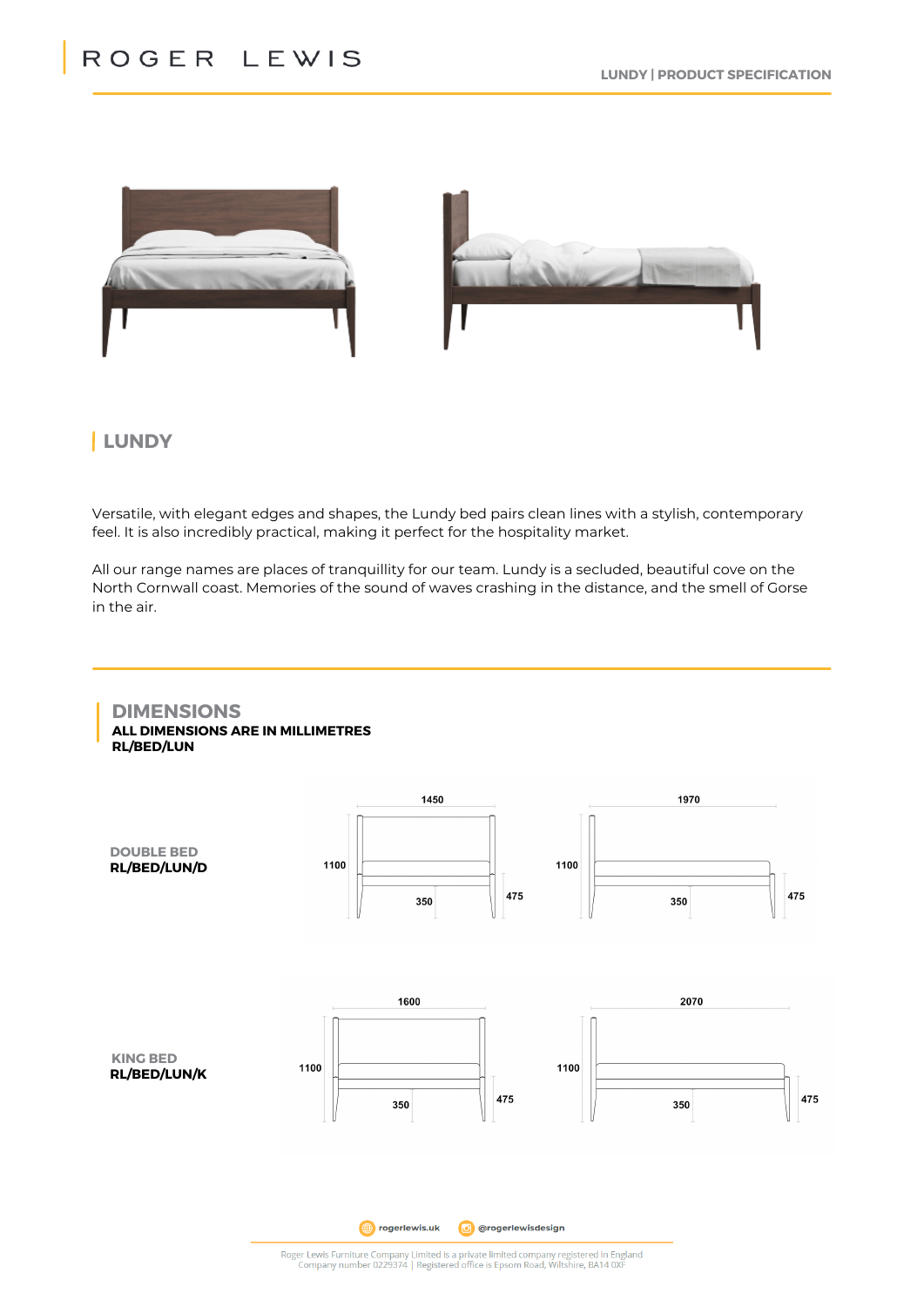# ROGER LEWIS

## LUNDY

Versatile, with elegant edges and shapes, the Lundy bed pairs clean lines with a stylish, contemporary feel. It is also incredibly practical, making it perfect for the hospitality market.

All our range names are places of tranquillity for our team. Lundy is a secluded, beautiful cove on the North Cornwall coast. Memories of the sound of waves crashing in the distance, and the smell of Gorse in the air.

## DIMENSIONS

**ALL DIMENSIONS ARE IN MILLIMETRES**
**RL/BED/LUN**

DOUBLE BED
**RL/BED/LUN/D**

1450 · 1970 · 1100 · 350 · 475

KING BED
**RL/BED/LUN/K**

1600 · 2070 · 1100 · 350 · 475

rogerlewis.uk · @rogerlewisdesign

Roger Lewis Furniture Company Limited is a private limited company registered in England
Company number 0229374 | Registered office is Epsom Road, Wiltshire, BA14 0XF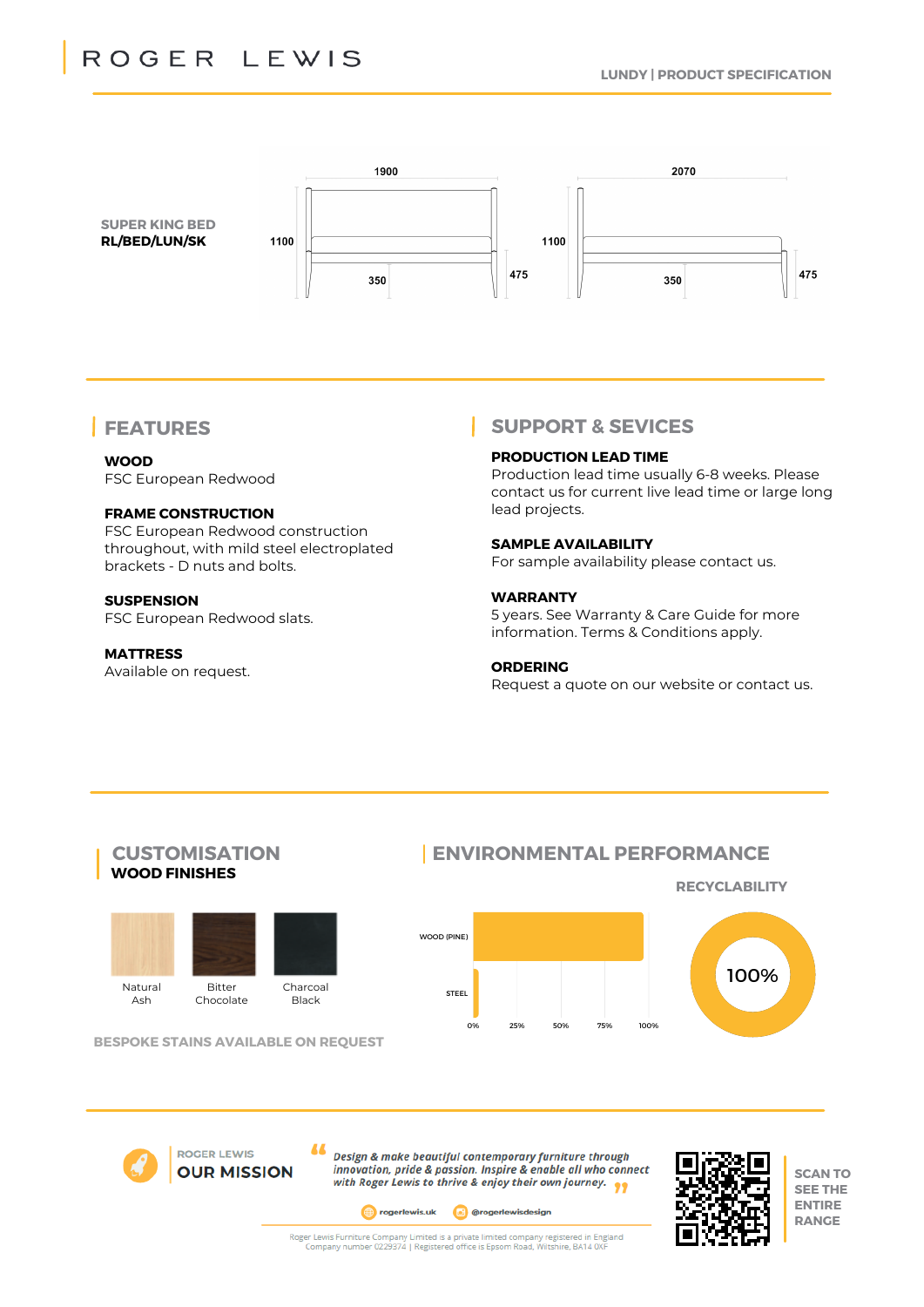ROGER LEWIS

LUNDY | PRODUCT SPECIFICATION

SUPER KING BED
**RL/BED/LUN/SK**

1900
1100
350
475

2070
1100
350
475

## FEATURES

**WOOD**
FSC European Redwood

**FRAME CONSTRUCTION**
FSC European Redwood construction throughout, with mild steel electroplated brackets - D nuts and bolts.

**SUSPENSION**
FSC European Redwood slats.

**MATTRESS**
Available on request.

## SUPPORT & SEVICES

**PRODUCTION LEAD TIME**
Production lead time usually 6-8 weeks. Please contact us for current live lead time or large long lead projects.

**SAMPLE AVAILABILITY**
For sample availability please contact us.

**WARRANTY**
5 years. See Warranty & Care Guide for more information. Terms & Conditions apply.

**ORDERING**
Request a quote on our website or contact us.

## CUSTOMISATION
### WOOD FINISHES

Natural Ash
Bitter Chocolate
Charcoal Black

BESPOKE STAINS AVAILABLE ON REQUEST

## ENVIRONMENTAL PERFORMANCE

WOOD (PINE)
STEEL
0%
25%
50%
75%
100%

RECYCLABILITY
100%

ROGER LEWIS
**OUR MISSION**

*Design & make beautiful contemporary furniture through innovation, pride & passion. Inspire & enable all who connect with Roger Lewis to thrive & enjoy their own journey.*

rogerlewis.uk
@rogerlewisdesign

Roger Lewis Furniture Company Limited is a private limited company registered in England
Company number 0229374 | Registered office is Epsom Road, Wiltshire, BA14 0XF

SCAN TO SEE THE ENTIRE RANGE